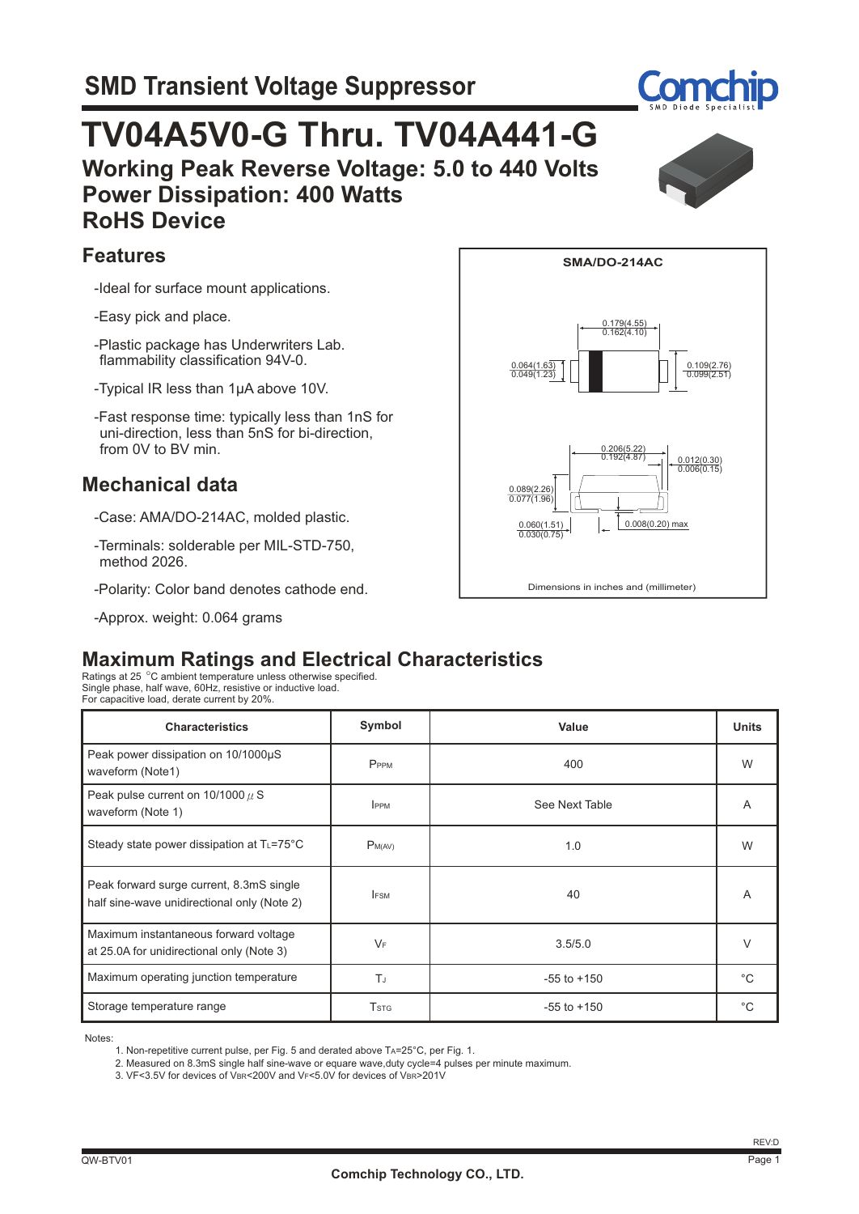# SMD Transient Voltage Suppressor

# TV04A5V0-G Thru. TV04A441-G

## Working Peak Reverse Voltage: 5.0 to 440 Volts
## Power Dissipation: 400 Watts
## RoHS Device

## Features

- -Ideal for surface mount applications.
- -Easy pick and place.
- -Plastic package has Underwriters Lab. flammability classification 94V-0.
- -Typical IR less than 1μA above 10V.
- -Fast response time: typically less than 1nS for uni-direction, less than 5nS for bi-direction, from 0V to BV min.

## Mechanical data

- -Case: AMA/DO-214AC, molded plastic.
- -Terminals: solderable per MIL-STD-750, method 2026.
- -Polarity: Color band denotes cathode end.
- -Approx. weight: 0.064 grams

SMA/DO-214AC

0.179(4.55)
0.162(4.10)

0.064(1.63)
0.049(1.23)

0.109(2.76)
0.099(2.51)

0.206(5.22)
0.192(4.87)

0.012(0.30)
0.006(0.15)

0.089(2.26)
0.077(1.96)

0.060(1.51)
0.030(0.75)

0.008(0.20) max

Dimensions in inches and (millimeter)

## Maximum Ratings and Electrical Characteristics

Ratings at 25 °C ambient temperature unless otherwise specified.
Single phase, half wave, 60Hz, resistive or inductive load.
For capacitive load, derate current by 20%.

| Characteristics | Symbol | Value | Units |
|---|---|---|---|
| Peak power dissipation on 10/1000μS waveform (Note1) | $P_{PPM}$ | 400 | W |
| Peak pulse current on 10/1000 μS waveform (Note 1) | $I_{PPM}$ | See Next Table | A |
| Steady state power dissipation at $T_L$=75°C | $P_{M(AV)}$ | 1.0 | W |
| Peak forward surge current, 8.3mS single half sine-wave unidirectional only (Note 2) | $I_{FSM}$ | 40 | A |
| Maximum instantaneous forward voltage at 25.0A for unidirectional only (Note 3) | $V_F$ | 3.5/5.0 | V |
| Maximum operating junction temperature | $T_J$ | -55 to +150 | °C |
| Storage temperature range | $T_{STG}$ | -55 to +150 | °C |

Notes:

1. Non-repetitive current pulse, per Fig. 5 and derated above $T_A$=25°C, per Fig. 1.
2. Measured on 8.3mS single half sine-wave or equare wave,duty cycle=4 pulses per minute maximum.
3. VF<3.5V for devices of $V_{BR}$<200V and $V_F$<5.0V for devices of $V_{BR}$>201V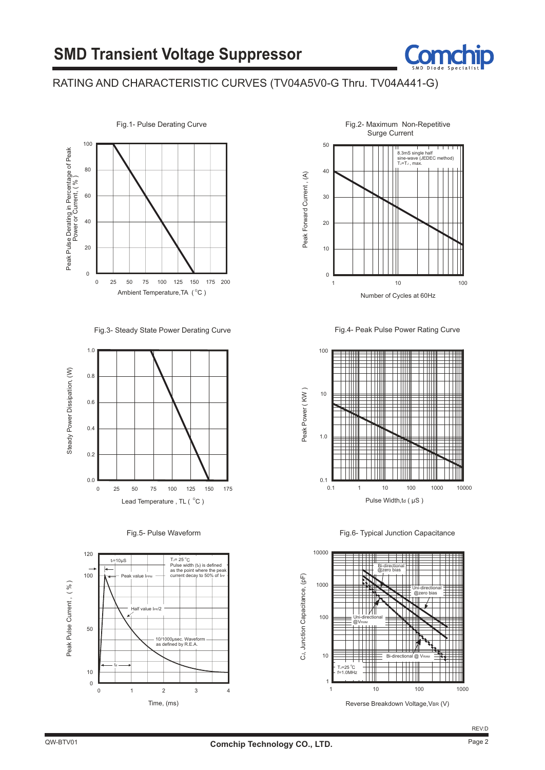# RATING AND CHARACTERISTIC CURVES (TV04A5V0-G Thru. TV04A441-G)

Fig.1- Pulse Derating Curve

Fig.2- Maximum Non-Repetitive Surge Current

Fig.3- Steady State Power Derating Curve

Fig.4- Peak Pulse Power Rating Curve

Fig.5- Pulse Waveform

Fig.6- Typical Junction Capacitance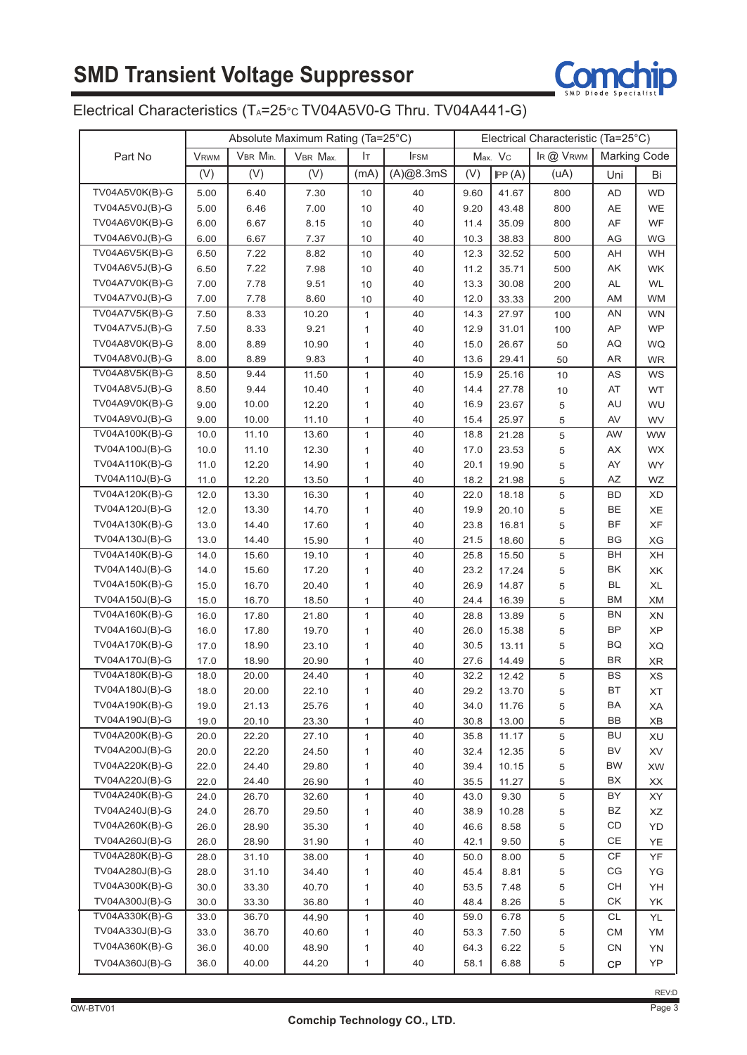# SMD Transient Voltage Suppressor

## Electrical Characteristics ($T_A$=25°C TV04A5V0-G Thru. TV04A441-G)

| Part No | Absolute Maximum Rating (Ta=25°C) | | | | | Electrical Characteristic (Ta=25°C) | | | | |
|---|---|---|---|---|---|---|---|---|---|---|
| | $V_{RWM}$ | $V_{BR}$ Min. | $V_{BR}$ Max. | $I_T$ | $I_{FSM}$ | Max. $V_C$ | | $I_R$ @ $V_{RWM}$ | Marking Code | |
| | (V) | (V) | (V) | (mA) | (A)@8.3mS | (V) | $I_{PP}$ (A) | (uA) | Uni | Bi |
| TV04A5V0K(B)-G | 5.00 | 6.40 | 7.30 | 10 | 40 | 9.60 | 41.67 | 800 | AD | WD |
| TV04A5V0J(B)-G | 5.00 | 6.46 | 7.00 | 10 | 40 | 9.20 | 43.48 | 800 | AE | WE |
| TV04A6V0K(B)-G | 6.00 | 6.67 | 8.15 | 10 | 40 | 11.4 | 35.09 | 800 | AF | WF |
| TV04A6V0J(B)-G | 6.00 | 6.67 | 7.37 | 10 | 40 | 10.3 | 38.83 | 800 | AG | WG |
| TV04A6V5K(B)-G | 6.50 | 7.22 | 8.82 | 10 | 40 | 12.3 | 32.52 | 500 | AH | WH |
| TV04A6V5J(B)-G | 6.50 | 7.22 | 7.98 | 10 | 40 | 11.2 | 35.71 | 500 | AK | WK |
| TV04A7V0K(B)-G | 7.00 | 7.78 | 9.51 | 10 | 40 | 13.3 | 30.08 | 200 | AL | WL |
| TV04A7V0J(B)-G | 7.00 | 7.78 | 8.60 | 10 | 40 | 12.0 | 33.33 | 200 | AM | WM |
| TV04A7V5K(B)-G | 7.50 | 8.33 | 10.20 | 1 | 40 | 14.3 | 27.97 | 100 | AN | WN |
| TV04A7V5J(B)-G | 7.50 | 8.33 | 9.21 | 1 | 40 | 12.9 | 31.01 | 100 | AP | WP |
| TV04A8V0K(B)-G | 8.00 | 8.89 | 10.90 | 1 | 40 | 15.0 | 26.67 | 50 | AQ | WQ |
| TV04A8V0J(B)-G | 8.00 | 8.89 | 9.83 | 1 | 40 | 13.6 | 29.41 | 50 | AR | WR |
| TV04A8V5K(B)-G | 8.50 | 9.44 | 11.50 | 1 | 40 | 15.9 | 25.16 | 10 | AS | WS |
| TV04A8V5J(B)-G | 8.50 | 9.44 | 10.40 | 1 | 40 | 14.4 | 27.78 | 10 | AT | WT |
| TV04A9V0K(B)-G | 9.00 | 10.00 | 12.20 | 1 | 40 | 16.9 | 23.67 | 5 | AU | WU |
| TV04A9V0J(B)-G | 9.00 | 10.00 | 11.10 | 1 | 40 | 15.4 | 25.97 | 5 | AV | WV |
| TV04A100K(B)-G | 10.0 | 11.10 | 13.60 | 1 | 40 | 18.8 | 21.28 | 5 | AW | WW |
| TV04A100J(B)-G | 10.0 | 11.10 | 12.30 | 1 | 40 | 17.0 | 23.53 | 5 | AX | WX |
| TV04A110K(B)-G | 11.0 | 12.20 | 14.90 | 1 | 40 | 20.1 | 19.90 | 5 | AY | WY |
| TV04A110J(B)-G | 11.0 | 12.20 | 13.50 | 1 | 40 | 18.2 | 21.98 | 5 | AZ | WZ |
| TV04A120K(B)-G | 12.0 | 13.30 | 16.30 | 1 | 40 | 22.0 | 18.18 | 5 | BD | XD |
| TV04A120J(B)-G | 12.0 | 13.30 | 14.70 | 1 | 40 | 19.9 | 20.10 | 5 | BE | XE |
| TV04A130K(B)-G | 13.0 | 14.40 | 17.60 | 1 | 40 | 23.8 | 16.81 | 5 | BF | XF |
| TV04A130J(B)-G | 13.0 | 14.40 | 15.90 | 1 | 40 | 21.5 | 18.60 | 5 | BG | XG |
| TV04A140K(B)-G | 14.0 | 15.60 | 19.10 | 1 | 40 | 25.8 | 15.50 | 5 | BH | XH |
| TV04A140J(B)-G | 14.0 | 15.60 | 17.20 | 1 | 40 | 23.2 | 17.24 | 5 | BK | XK |
| TV04A150K(B)-G | 15.0 | 16.70 | 20.40 | 1 | 40 | 26.9 | 14.87 | 5 | BL | XL |
| TV04A150J(B)-G | 15.0 | 16.70 | 18.50 | 1 | 40 | 24.4 | 16.39 | 5 | BM | XM |
| TV04A160K(B)-G | 16.0 | 17.80 | 21.80 | 1 | 40 | 28.8 | 13.89 | 5 | BN | XN |
| TV04A160J(B)-G | 16.0 | 17.80 | 19.70 | 1 | 40 | 26.0 | 15.38 | 5 | BP | XP |
| TV04A170K(B)-G | 17.0 | 18.90 | 23.10 | 1 | 40 | 30.5 | 13.11 | 5 | BQ | XQ |
| TV04A170J(B)-G | 17.0 | 18.90 | 20.90 | 1 | 40 | 27.6 | 14.49 | 5 | BR | XR |
| TV04A180K(B)-G | 18.0 | 20.00 | 24.40 | 1 | 40 | 32.2 | 12.42 | 5 | BS | XS |
| TV04A180J(B)-G | 18.0 | 20.00 | 22.10 | 1 | 40 | 29.2 | 13.70 | 5 | BT | XT |
| TV04A190K(B)-G | 19.0 | 21.13 | 25.76 | 1 | 40 | 34.0 | 11.76 | 5 | BA | XA |
| TV04A190J(B)-G | 19.0 | 20.10 | 23.30 | 1 | 40 | 30.8 | 13.00 | 5 | BB | XB |
| TV04A200K(B)-G | 20.0 | 22.20 | 27.10 | 1 | 40 | 35.8 | 11.17 | 5 | BU | XU |
| TV04A200J(B)-G | 20.0 | 22.20 | 24.50 | 1 | 40 | 32.4 | 12.35 | 5 | BV | XV |
| TV04A220K(B)-G | 22.0 | 24.40 | 29.80 | 1 | 40 | 39.4 | 10.15 | 5 | BW | XW |
| TV04A220J(B)-G | 22.0 | 24.40 | 26.90 | 1 | 40 | 35.5 | 11.27 | 5 | BX | XX |
| TV04A240K(B)-G | 24.0 | 26.70 | 32.60 | 1 | 40 | 43.0 | 9.30 | 5 | BY | XY |
| TV04A240J(B)-G | 24.0 | 26.70 | 29.50 | 1 | 40 | 38.9 | 10.28 | 5 | BZ | XZ |
| TV04A260K(B)-G | 26.0 | 28.90 | 35.30 | 1 | 40 | 46.6 | 8.58 | 5 | CD | YD |
| TV04A260J(B)-G | 26.0 | 28.90 | 31.90 | 1 | 40 | 42.1 | 9.50 | 5 | CE | YE |
| TV04A280K(B)-G | 28.0 | 31.10 | 38.00 | 1 | 40 | 50.0 | 8.00 | 5 | CF | YF |
| TV04A280J(B)-G | 28.0 | 31.10 | 34.40 | 1 | 40 | 45.4 | 8.81 | 5 | CG | YG |
| TV04A300K(B)-G | 30.0 | 33.30 | 40.70 | 1 | 40 | 53.5 | 7.48 | 5 | CH | YH |
| TV04A300J(B)-G | 30.0 | 33.30 | 36.80 | 1 | 40 | 48.4 | 8.26 | 5 | CK | YK |
| TV04A330K(B)-G | 33.0 | 36.70 | 44.90 | 1 | 40 | 59.0 | 6.78 | 5 | CL | YL |
| TV04A330J(B)-G | 33.0 | 36.70 | 40.60 | 1 | 40 | 53.3 | 7.50 | 5 | CM | YM |
| TV04A360K(B)-G | 36.0 | 40.00 | 48.90 | 1 | 40 | 64.3 | 6.22 | 5 | CN | YN |
| TV04A360J(B)-G | 36.0 | 40.00 | 44.20 | 1 | 40 | 58.1 | 6.88 | 5 | CP | YP |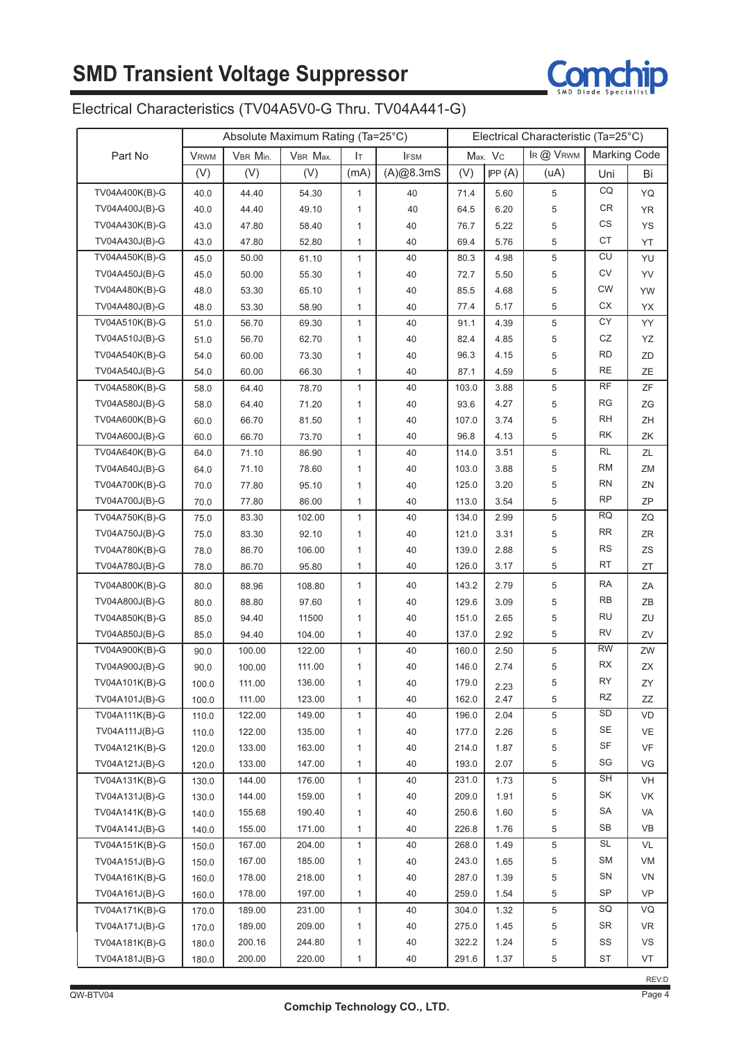# SMD Transient Voltage Suppressor

## Electrical Characteristics (TV04A5V0-G Thru. TV04A441-G)

| Part No | Absolute Maximum Rating (Ta=25°C) | | | | | Electrical Characteristic (Ta=25°C) | | | | |
|---|---|---|---|---|---|---|---|---|---|---|
| | $V_{RWM}$ | $V_{BR}$ Min. | $V_{BR}$ Max. | $I_T$ | $I_{FSM}$ | Max. $V_C$ | | $I_R$ @ $V_{RWM}$ | Marking Code | |
| | (V) | (V) | (V) | (mA) | (A)@8.3mS | (V) | $I_{PP}$ (A) | (uA) | Uni | Bi |
| TV04A400K(B)-G | 40.0 | 44.40 | 54.30 | 1 | 40 | 71.4 | 5.60 | 5 | CQ | YQ |
| TV04A400J(B)-G | 40.0 | 44.40 | 49.10 | 1 | 40 | 64.5 | 6.20 | 5 | CR | YR |
| TV04A430K(B)-G | 43.0 | 47.80 | 58.40 | 1 | 40 | 76.7 | 5.22 | 5 | CS | YS |
| TV04A430J(B)-G | 43.0 | 47.80 | 52.80 | 1 | 40 | 69.4 | 5.76 | 5 | CT | YT |
| TV04A450K(B)-G | 45.0 | 50.00 | 61.10 | 1 | 40 | 80.3 | 4.98 | 5 | CU | YU |
| TV04A450J(B)-G | 45.0 | 50.00 | 55.30 | 1 | 40 | 72.7 | 5.50 | 5 | CV | YV |
| TV04A480K(B)-G | 48.0 | 53.30 | 65.10 | 1 | 40 | 85.5 | 4.68 | 5 | CW | YW |
| TV04A480J(B)-G | 48.0 | 53.30 | 58.90 | 1 | 40 | 77.4 | 5.17 | 5 | CX | YX |
| TV04A510K(B)-G | 51.0 | 56.70 | 69.30 | 1 | 40 | 91.1 | 4.39 | 5 | CY | YY |
| TV04A510J(B)-G | 51.0 | 56.70 | 62.70 | 1 | 40 | 82.4 | 4.85 | 5 | CZ | YZ |
| TV04A540K(B)-G | 54.0 | 60.00 | 73.30 | 1 | 40 | 96.3 | 4.15 | 5 | RD | ZD |
| TV04A540J(B)-G | 54.0 | 60.00 | 66.30 | 1 | 40 | 87.1 | 4.59 | 5 | RE | ZE |
| TV04A580K(B)-G | 58.0 | 64.40 | 78.70 | 1 | 40 | 103.0 | 3.88 | 5 | RF | ZF |
| TV04A580J(B)-G | 58.0 | 64.40 | 71.20 | 1 | 40 | 93.6 | 4.27 | 5 | RG | ZG |
| TV04A600K(B)-G | 60.0 | 66.70 | 81.50 | 1 | 40 | 107.0 | 3.74 | 5 | RH | ZH |
| TV04A600J(B)-G | 60.0 | 66.70 | 73.70 | 1 | 40 | 96.8 | 4.13 | 5 | RK | ZK |
| TV04A640K(B)-G | 64.0 | 71.10 | 86.90 | 1 | 40 | 114.0 | 3.51 | 5 | RL | ZL |
| TV04A640J(B)-G | 64.0 | 71.10 | 78.60 | 1 | 40 | 103.0 | 3.88 | 5 | RM | ZM |
| TV04A700K(B)-G | 70.0 | 77.80 | 95.10 | 1 | 40 | 125.0 | 3.20 | 5 | RN | ZN |
| TV04A700J(B)-G | 70.0 | 77.80 | 86.00 | 1 | 40 | 113.0 | 3.54 | 5 | RP | ZP |
| TV04A750K(B)-G | 75.0 | 83.30 | 102.00 | 1 | 40 | 134.0 | 2.99 | 5 | RQ | ZQ |
| TV04A750J(B)-G | 75.0 | 83.30 | 92.10 | 1 | 40 | 121.0 | 3.31 | 5 | RR | ZR |
| TV04A780K(B)-G | 78.0 | 86.70 | 106.00 | 1 | 40 | 139.0 | 2.88 | 5 | RS | ZS |
| TV04A780J(B)-G | 78.0 | 86.70 | 95.80 | 1 | 40 | 126.0 | 3.17 | 5 | RT | ZT |
| TV04A800K(B)-G | 80.0 | 88.96 | 108.80 | 1 | 40 | 143.2 | 2.79 | 5 | RA | ZA |
| TV04A800J(B)-G | 80.0 | 88.80 | 97.60 | 1 | 40 | 129.6 | 3.09 | 5 | RB | ZB |
| TV04A850K(B)-G | 85.0 | 94.40 | 11500 | 1 | 40 | 151.0 | 2.65 | 5 | RU | ZU |
| TV04A850J(B)-G | 85.0 | 94.40 | 104.00 | 1 | 40 | 137.0 | 2.92 | 5 | RV | ZV |
| TV04A900K(B)-G | 90.0 | 100.00 | 122.00 | 1 | 40 | 160.0 | 2.50 | 5 | RW | ZW |
| TV04A900J(B)-G | 90.0 | 100.00 | 111.00 | 1 | 40 | 146.0 | 2.74 | 5 | RX | ZX |
| TV04A101K(B)-G | 100.0 | 111.00 | 136.00 | 1 | 40 | 179.0 | 2.23 | 5 | RY | ZY |
| TV04A101J(B)-G | 100.0 | 111.00 | 123.00 | 1 | 40 | 162.0 | 2.47 | 5 | RZ | ZZ |
| TV04A111K(B)-G | 110.0 | 122.00 | 149.00 | 1 | 40 | 196.0 | 2.04 | 5 | SD | VD |
| TV04A111J(B)-G | 110.0 | 122.00 | 135.00 | 1 | 40 | 177.0 | 2.26 | 5 | SE | VE |
| TV04A121K(B)-G | 120.0 | 133.00 | 163.00 | 1 | 40 | 214.0 | 1.87 | 5 | SF | VF |
| TV04A121J(B)-G | 120.0 | 133.00 | 147.00 | 1 | 40 | 193.0 | 2.07 | 5 | SG | VG |
| TV04A131K(B)-G | 130.0 | 144.00 | 176.00 | 1 | 40 | 231.0 | 1.73 | 5 | SH | VH |
| TV04A131J(B)-G | 130.0 | 144.00 | 159.00 | 1 | 40 | 209.0 | 1.91 | 5 | SK | VK |
| TV04A141K(B)-G | 140.0 | 155.68 | 190.40 | 1 | 40 | 250.6 | 1.60 | 5 | SA | VA |
| TV04A141J(B)-G | 140.0 | 155.00 | 171.00 | 1 | 40 | 226.8 | 1.76 | 5 | SB | VB |
| TV04A151K(B)-G | 150.0 | 167.00 | 204.00 | 1 | 40 | 268.0 | 1.49 | 5 | SL | VL |
| TV04A151J(B)-G | 150.0 | 167.00 | 185.00 | 1 | 40 | 243.0 | 1.65 | 5 | SM | VM |
| TV04A161K(B)-G | 160.0 | 178.00 | 218.00 | 1 | 40 | 287.0 | 1.39 | 5 | SN | VN |
| TV04A161J(B)-G | 160.0 | 178.00 | 197.00 | 1 | 40 | 259.0 | 1.54 | 5 | SP | VP |
| TV04A171K(B)-G | 170.0 | 189.00 | 231.00 | 1 | 40 | 304.0 | 1.32 | 5 | SQ | VQ |
| TV04A171J(B)-G | 170.0 | 189.00 | 209.00 | 1 | 40 | 275.0 | 1.45 | 5 | SR | VR |
| TV04A181K(B)-G | 180.0 | 200.16 | 244.80 | 1 | 40 | 322.2 | 1.24 | 5 | SS | VS |
| TV04A181J(B)-G | 180.0 | 200.00 | 220.00 | 1 | 40 | 291.6 | 1.37 | 5 | ST | VT |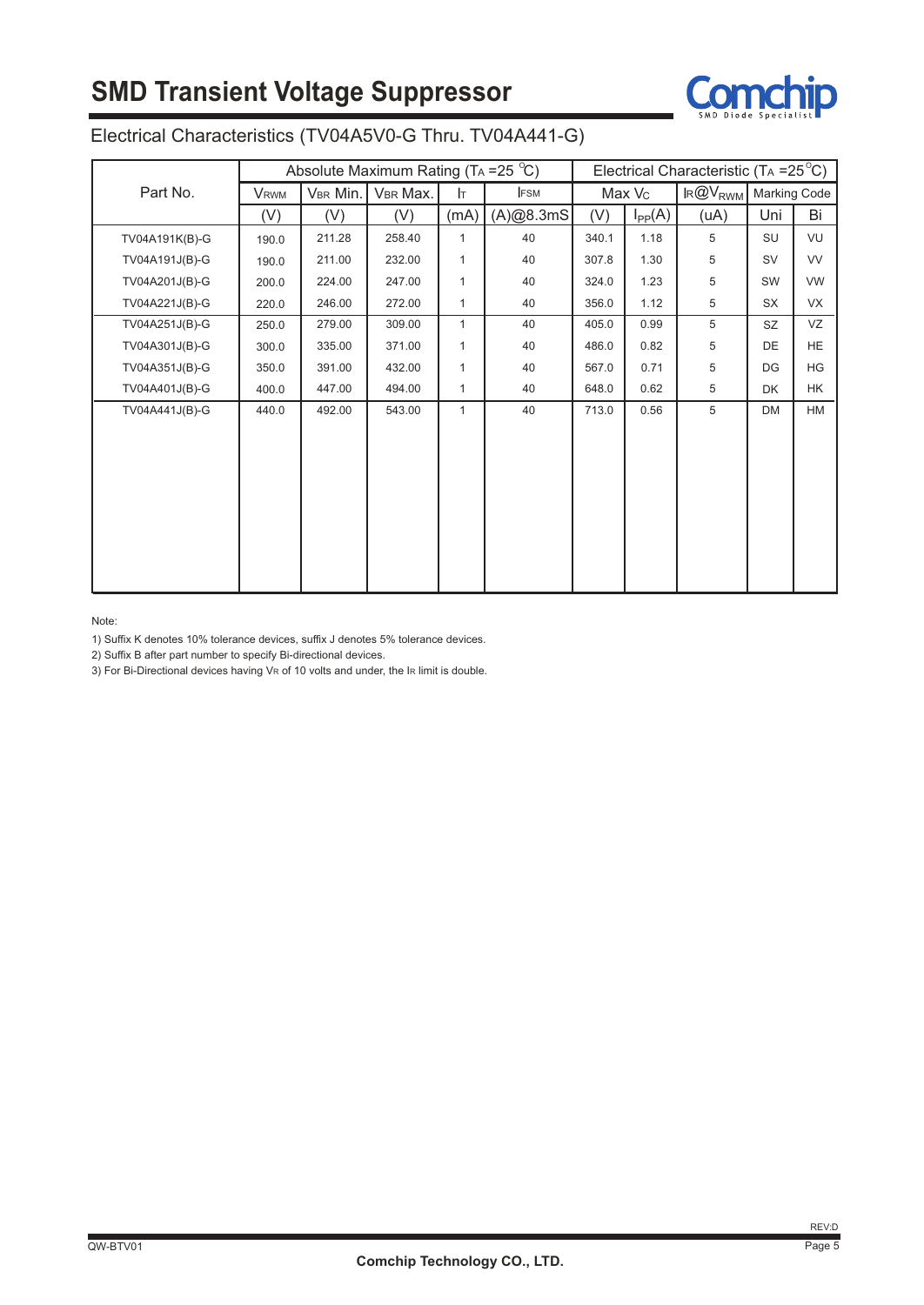# SMD Transient Voltage Suppressor

## Electrical Characteristics (TV04A5V0-G Thru. TV04A441-G)

| Part No. | Absolute Maximum Rating ($T_A$ =25 ℃) | | | | | Electrical Characteristic ($T_A$ =25℃) | | | | |
|---|---|---|---|---|---|---|---|---|---|---|
| | $V_{RWM}$ | $V_{BR}$ Min. | $V_{BR}$ Max. | $I_T$ | $I_{FSM}$ | Max $V_C$ | | $I_R$@$V_{RWM}$ | Marking Code | |
| | (V) | (V) | (V) | (mA) | (A)@8.3mS | (V) | $I_{PP}$(A) | (uA) | Uni | Bi |
| TV04A191K(B)-G | 190.0 | 211.28 | 258.40 | 1 | 40 | 340.1 | 1.18 | 5 | SU | VU |
| TV04A191J(B)-G | 190.0 | 211.00 | 232.00 | 1 | 40 | 307.8 | 1.30 | 5 | SV | VV |
| TV04A201J(B)-G | 200.0 | 224.00 | 247.00 | 1 | 40 | 324.0 | 1.23 | 5 | SW | VW |
| TV04A221J(B)-G | 220.0 | 246.00 | 272.00 | 1 | 40 | 356.0 | 1.12 | 5 | SX | VX |
| TV04A251J(B)-G | 250.0 | 279.00 | 309.00 | 1 | 40 | 405.0 | 0.99 | 5 | SZ | VZ |
| TV04A301J(B)-G | 300.0 | 335.00 | 371.00 | 1 | 40 | 486.0 | 0.82 | 5 | DE | HE |
| TV04A351J(B)-G | 350.0 | 391.00 | 432.00 | 1 | 40 | 567.0 | 0.71 | 5 | DG | HG |
| TV04A401J(B)-G | 400.0 | 447.00 | 494.00 | 1 | 40 | 648.0 | 0.62 | 5 | DK | HK |
| TV04A441J(B)-G | 440.0 | 492.00 | 543.00 | 1 | 40 | 713.0 | 0.56 | 5 | DM | HM |

Note:

1) Suffix K denotes 10% tolerance devices, suffix J denotes 5% tolerance devices.

2) Suffix B after part number to specify Bi-directional devices.

3) For Bi-Directional devices having $V_R$ of 10 volts and under, the $I_R$ limit is double.

QW-BTV01

REV:D

Comchip Technology CO., LTD.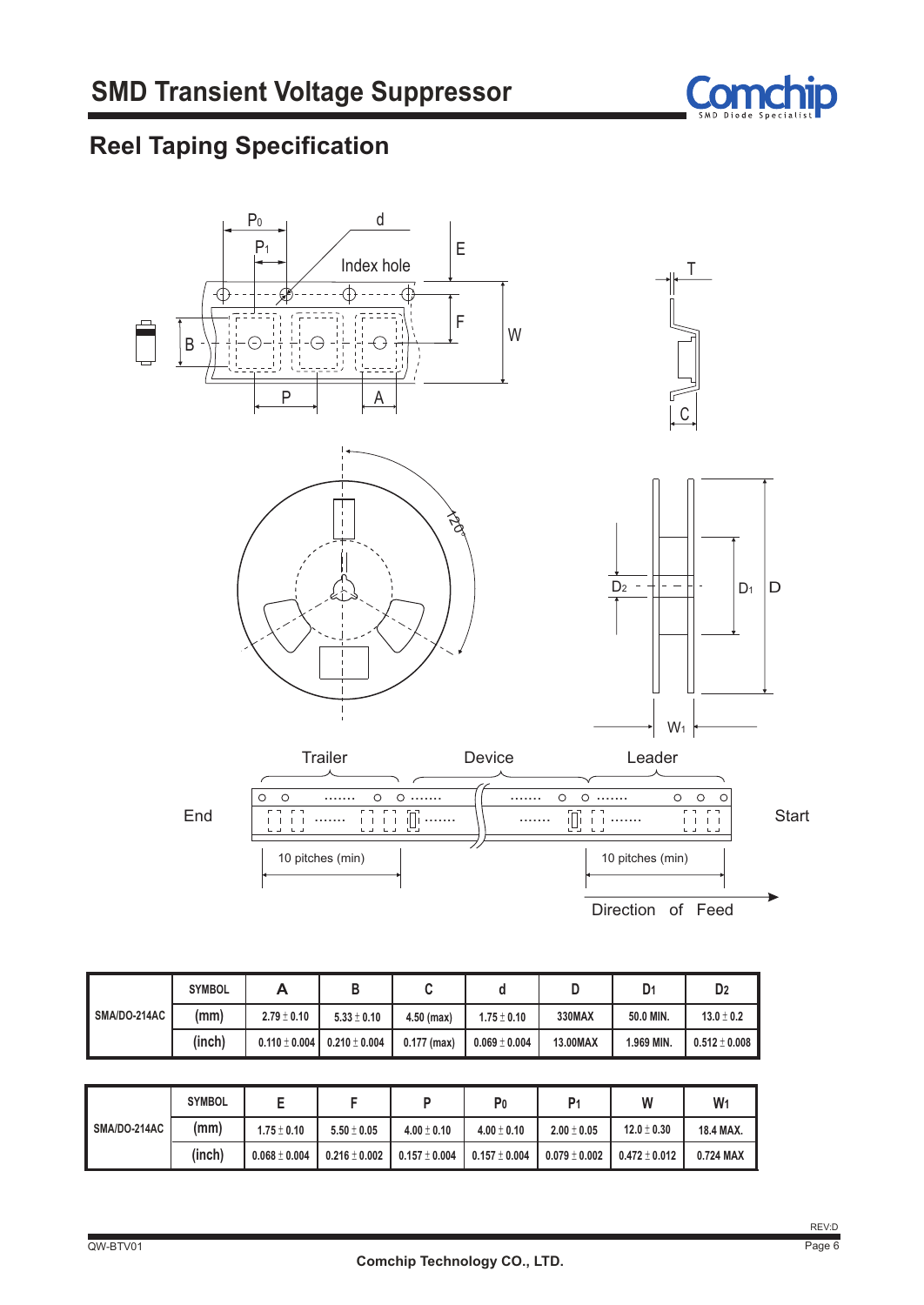# SMD Transient Voltage Suppressor

## Reel Taping Specification

| SMA/DO-214AC | SYMBOL | A | B | C | d | D | $D_1$ | $D_2$ |
|---|---|---|---|---|---|---|---|---|
| | (mm) | 2.79 ± 0.10 | 5.33 ± 0.10 | 4.50 (max) | 1.75 ± 0.10 | 330MAX | 50.0 MIN. | 13.0 ± 0.2 |
| | (inch) | 0.110 ± 0.004 | 0.210 ± 0.004 | 0.177 (max) | 0.069 ± 0.004 | 13.00MAX | 1.969 MIN. | 0.512 ± 0.008 |

| SMA/DO-214AC | SYMBOL | E | F | P | $P_0$ | $P_1$ | W | $W_1$ |
|---|---|---|---|---|---|---|---|---|
| | (mm) | 1.75 ± 0.10 | 5.50 ± 0.05 | 4.00 ± 0.10 | 4.00 ± 0.10 | 2.00 ± 0.05 | 12.0 ± 0.30 | 18.4 MAX. |
| | (inch) | 0.068 ± 0.004 | 0.216 ± 0.002 | 0.157 ± 0.004 | 0.157 ± 0.004 | 0.079 ± 0.002 | 0.472 ± 0.012 | 0.724 MAX |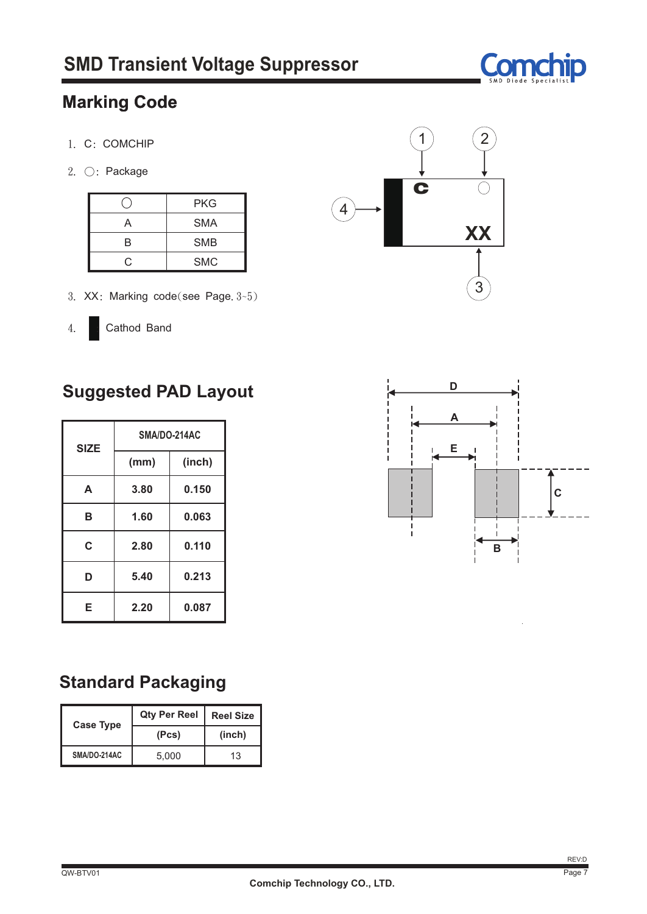## Marking Code

1. C: COMCHIP
2. ○: Package

| ○ | PKG |
|---|---|
| A | SMA |
| B | SMB |
| C | SMC |

3. XX: Marking code(see Page. 3~5)
4. Cathod Band

1
2
4
C
○
XX
3

## Suggested PAD Layout

| SIZE | SMA/DO-214AC | |
|---|---|---|
| | (mm) | (inch) |
| A | 3.80 | 0.150 |
| B | 1.60 | 0.063 |
| C | 2.80 | 0.110 |
| D | 5.40 | 0.213 |
| E | 2.20 | 0.087 |

D
A
E
C
B

## Standard Packaging

| Case Type | Qty Per Reel | Reel Size |
|---|---|---|
| | (Pcs) | (inch) |
| SMA/DO-214AC | 5,000 | 13 |